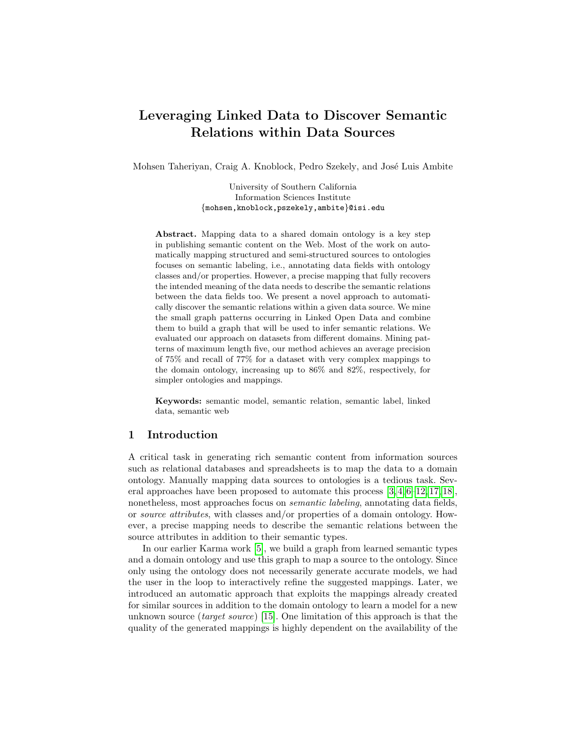# Leveraging Linked Data to Discover Semantic Relations within Data Sources

Mohsen Taheriyan, Craig A. Knoblock, Pedro Szekely, and José Luis Ambite

University of Southern California
Information Sciences Institute
{mohsen,knoblock,pszekely,ambite}@isi.edu

**Abstract.** Mapping data to a shared domain ontology is a key step in publishing semantic content on the Web. Most of the work on automatically mapping structured and semi-structured sources to ontologies focuses on semantic labeling, i.e., annotating data fields with ontology classes and/or properties. However, a precise mapping that fully recovers the intended meaning of the data needs to describe the semantic relations between the data fields too. We present a novel approach to automatically discover the semantic relations within a given data source. We mine the small graph patterns occurring in Linked Open Data and combine them to build a graph that will be used to infer semantic relations. We evaluated our approach on datasets from different domains. Mining patterns of maximum length five, our method achieves an average precision of 75% and recall of 77% for a dataset with very complex mappings to the domain ontology, increasing up to 86% and 82%, respectively, for simpler ontologies and mappings.

**Keywords:** semantic model, semantic relation, semantic label, linked data, semantic web

## 1 Introduction

A critical task in generating rich semantic content from information sources such as relational databases and spreadsheets is to map the data to a domain ontology. Manually mapping data sources to ontologies is a tedious task. Several approaches have been proposed to automate this process [3,4,6–12,17,18], nonetheless, most approaches focus on *semantic labeling*, annotating data fields, or *source attributes*, with classes and/or properties of a domain ontology. However, a precise mapping needs to describe the semantic relations between the source attributes in addition to their semantic types.

In our earlier Karma work [5], we build a graph from learned semantic types and a domain ontology and use this graph to map a source to the ontology. Since only using the ontology does not necessarily generate accurate models, we had the user in the loop to interactively refine the suggested mappings. Later, we introduced an automatic approach that exploits the mappings already created for similar sources in addition to the domain ontology to learn a model for a new unknown source (*target source*) [15]. One limitation of this approach is that the quality of the generated mappings is highly dependent on the availability of the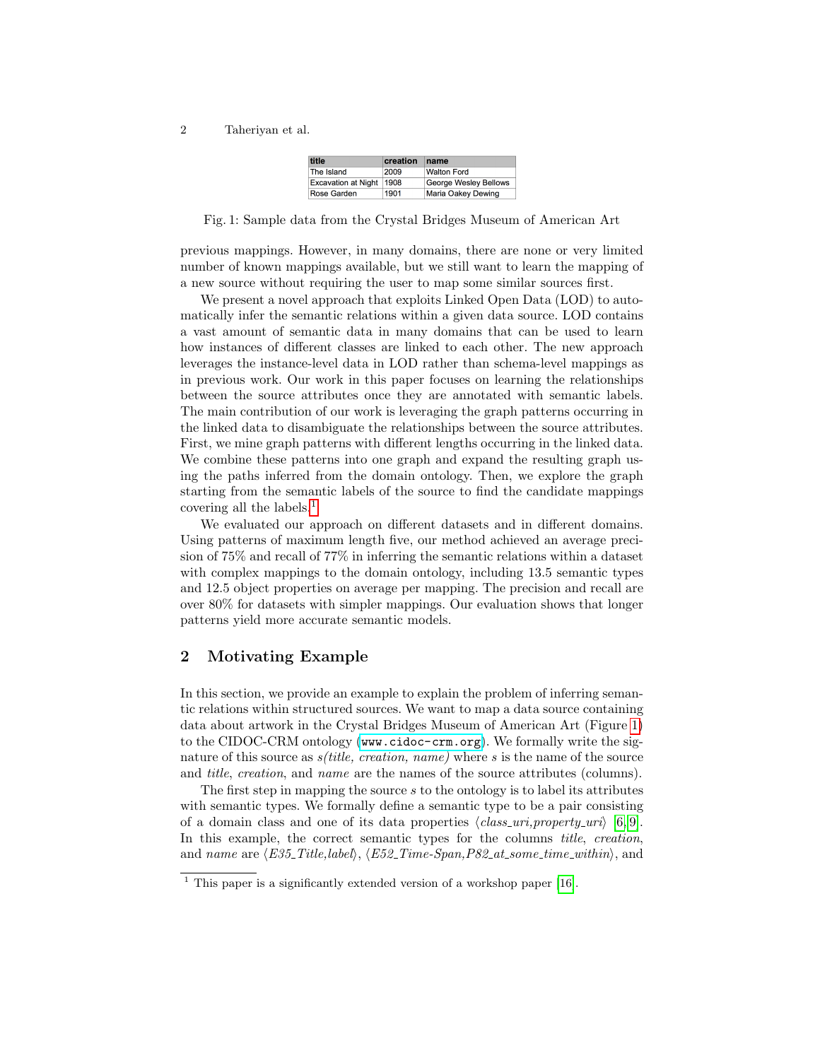| title | creation | name |
| --- | --- | --- |
| The Island | 2009 | Walton Ford |
| Excavation at Night | 1908 | George Wesley Bellows |
| Rose Garden | 1901 | Maria Oakey Dewing |

Fig. 1: Sample data from the Crystal Bridges Museum of American Art

previous mappings. However, in many domains, there are none or very limited number of known mappings available, but we still want to learn the mapping of a new source without requiring the user to map some similar sources first.

We present a novel approach that exploits Linked Open Data (LOD) to automatically infer the semantic relations within a given data source. LOD contains a vast amount of semantic data in many domains that can be used to learn how instances of different classes are linked to each other. The new approach leverages the instance-level data in LOD rather than schema-level mappings as in previous work. Our work in this paper focuses on learning the relationships between the source attributes once they are annotated with semantic labels. The main contribution of our work is leveraging the graph patterns occurring in the linked data to disambiguate the relationships between the source attributes. First, we mine graph patterns with different lengths occurring in the linked data. We combine these patterns into one graph and expand the resulting graph using the paths inferred from the domain ontology. Then, we explore the graph starting from the semantic labels of the source to find the candidate mappings covering all the labels.[1]

We evaluated our approach on different datasets and in different domains. Using patterns of maximum length five, our method achieved an average precision of 75% and recall of 77% in inferring the semantic relations within a dataset with complex mappings to the domain ontology, including 13.5 semantic types and 12.5 object properties on average per mapping. The precision and recall are over 80% for datasets with simpler mappings. Our evaluation shows that longer patterns yield more accurate semantic models.

## 2 Motivating Example

In this section, we provide an example to explain the problem of inferring semantic relations within structured sources. We want to map a data source containing data about artwork in the Crystal Bridges Museum of American Art (Figure 1) to the CIDOC-CRM ontology (`www.cidoc-crm.org`). We formally write the signature of this source as *s(title, creation, name)* where *s* is the name of the source and *title*, *creation*, and *name* are the names of the source attributes (columns).

The first step in mapping the source *s* to the ontology is to label its attributes with semantic types. We formally define a semantic type to be a pair consisting of a domain class and one of its data properties ⟨*class_uri,property_uri*⟩ [6, 9]. In this example, the correct semantic types for the columns *title*, *creation*, and *name* are ⟨*E35_Title,label*⟩, ⟨*E52_Time-Span,P82_at_some_time_within*⟩, and

[1] This paper is a significantly extended version of a workshop paper [16].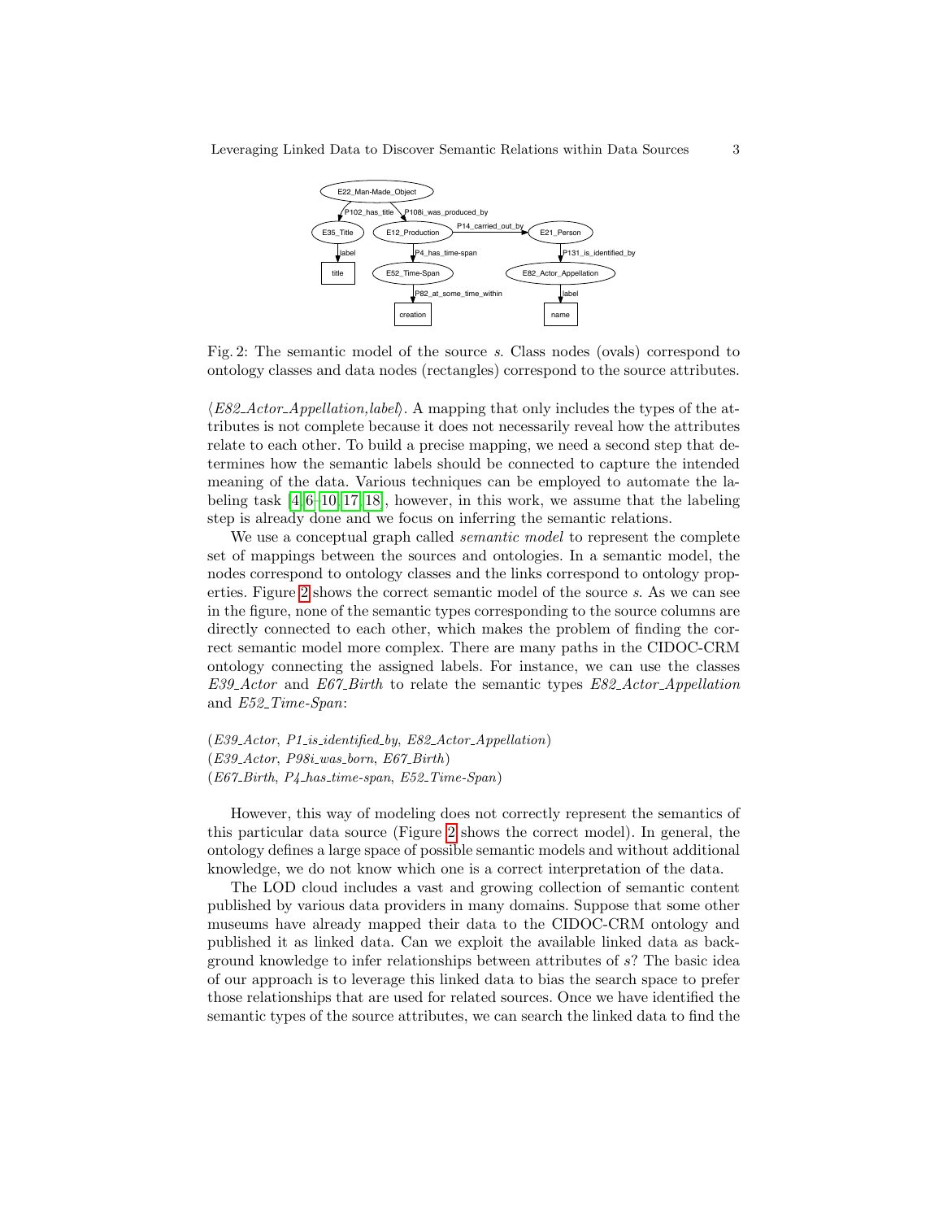Fig. 2: The semantic model of the source *s*. Class nodes (ovals) correspond to ontology classes and data nodes (rectangles) correspond to the source attributes.

⟨*E82_Actor_Appellation,label*⟩. A mapping that only includes the types of the attributes is not complete because it does not necessarily reveal how the attributes relate to each other. To build a precise mapping, we need a second step that determines how the semantic labels should be connected to capture the intended meaning of the data. Various techniques can be employed to automate the labeling task [4, 6–10, 17, 18], however, in this work, we assume that the labeling step is already done and we focus on inferring the semantic relations.

We use a conceptual graph called *semantic model* to represent the complete set of mappings between the sources and ontologies. In a semantic model, the nodes correspond to ontology classes and the links correspond to ontology properties. Figure 2 shows the correct semantic model of the source *s*. As we can see in the figure, none of the semantic types corresponding to the source columns are directly connected to each other, which makes the problem of finding the correct semantic model more complex. There are many paths in the CIDOC-CRM ontology connecting the assigned labels. For instance, we can use the classes *E39_Actor* and *E67_Birth* to relate the semantic types *E82_Actor_Appellation* and *E52_Time-Span*:

(*E39_Actor*, *P1_is_identified_by*, *E82_Actor_Appellation*)
(*E39_Actor*, *P98i_was_born*, *E67_Birth*)
(*E67_Birth*, *P4_has_time-span*, *E52_Time-Span*)

However, this way of modeling does not correctly represent the semantics of this particular data source (Figure 2 shows the correct model). In general, the ontology defines a large space of possible semantic models and without additional knowledge, we do not know which one is a correct interpretation of the data.

The LOD cloud includes a vast and growing collection of semantic content published by various data providers in many domains. Suppose that some other museums have already mapped their data to the CIDOC-CRM ontology and published it as linked data. Can we exploit the available linked data as background knowledge to infer relationships between attributes of *s*? The basic idea of our approach is to leverage this linked data to bias the search space to prefer those relationships that are used for related sources. Once we have identified the semantic types of the source attributes, we can search the linked data to find the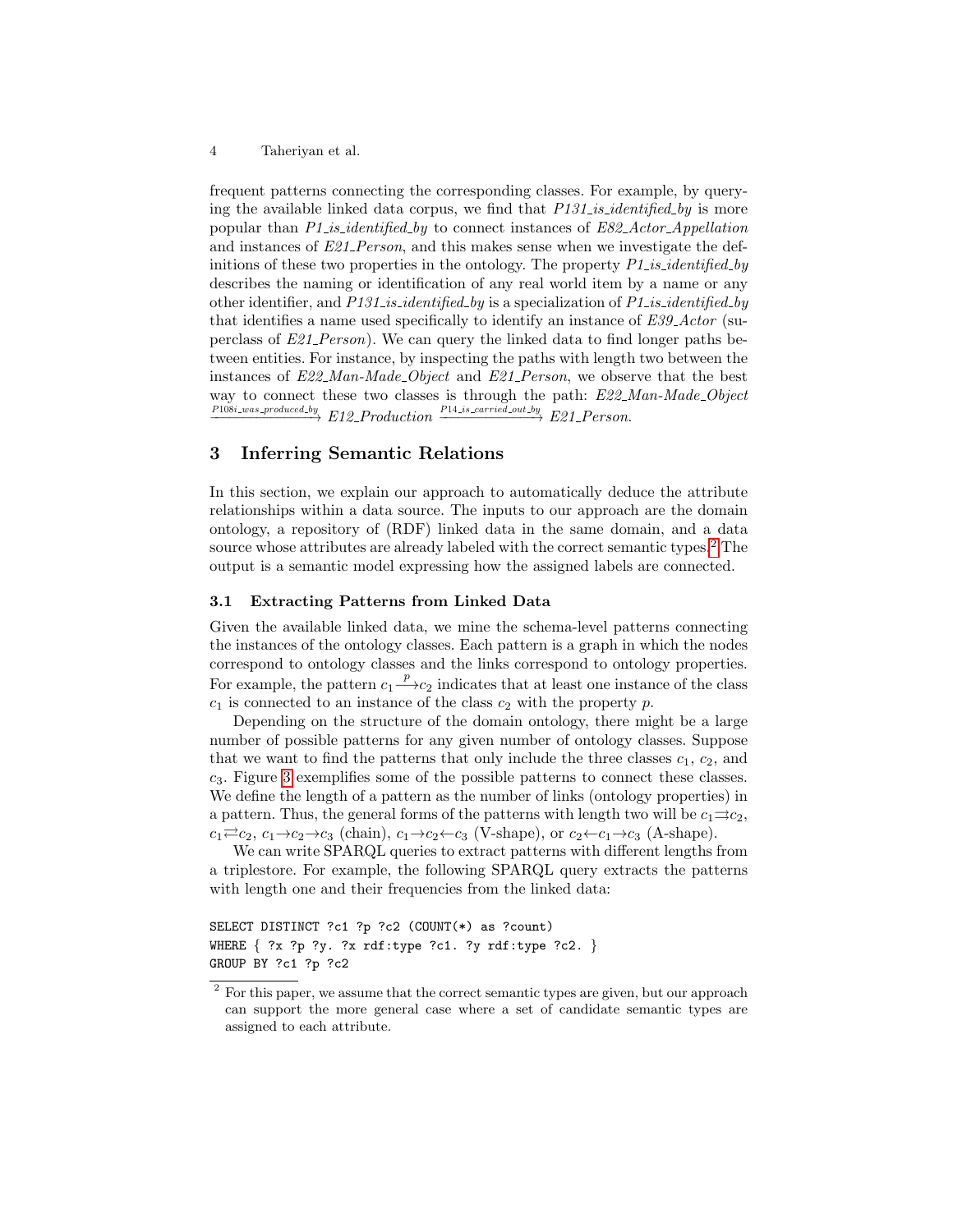frequent patterns connecting the corresponding classes. For example, by querying the available linked data corpus, we find that *P131_is_identified_by* is more popular than *P1_is_identified_by* to connect instances of *E82_Actor_Appellation* and instances of *E21_Person*, and this makes sense when we investigate the definitions of these two properties in the ontology. The property *P1_is_identified_by* describes the naming or identification of any real world item by a name or any other identifier, and *P131_is_identified_by* is a specialization of *P1_is_identified_by* that identifies a name used specifically to identify an instance of *E39_Actor* (superclass of *E21_Person*). We can query the linked data to find longer paths between entities. For instance, by inspecting the paths with length two between the instances of *E22_Man-Made_Object* and *E21_Person*, we observe that the best way to connect these two classes is through the path: *E22_Man-Made_Object* $\xrightarrow{P108i\_was\_produced\_by}$ *E12_Production* $\xrightarrow{P14\_is\_carried\_out\_by}$ *E21_Person*.

## 3 Inferring Semantic Relations

In this section, we explain our approach to automatically deduce the attribute relationships within a data source. The inputs to our approach are the domain ontology, a repository of (RDF) linked data in the same domain, and a data source whose attributes are already labeled with the correct semantic types.[2] The output is a semantic model expressing how the assigned labels are connected.

### 3.1 Extracting Patterns from Linked Data

Given the available linked data, we mine the schema-level patterns connecting the instances of the ontology classes. Each pattern is a graph in which the nodes correspond to ontology classes and the links correspond to ontology properties. For example, the pattern $c_1 \xrightarrow{p} c_2$ indicates that at least one instance of the class $c_1$ is connected to an instance of the class $c_2$ with the property $p$.

Depending on the structure of the domain ontology, there might be a large number of possible patterns for any given number of ontology classes. Suppose that we want to find the patterns that only include the three classes $c_1$, $c_2$, and $c_3$. Figure 3 exemplifies some of the possible patterns to connect these classes. We define the length of a pattern as the number of links (ontology properties) in a pattern. Thus, the general forms of the patterns with length two will be $c_1 \rightrightarrows c_2$, $c_1 \rightleftarrows c_2$, $c_1 \rightarrow c_2 \rightarrow c_3$ (chain), $c_1 \rightarrow c_2 \leftarrow c_3$ (V-shape), or $c_2 \leftarrow c_1 \rightarrow c_3$ (A-shape).

We can write SPARQL queries to extract patterns with different lengths from a triplestore. For example, the following SPARQL query extracts the patterns with length one and their frequencies from the linked data:

```
SELECT DISTINCT ?c1 ?p ?c2 (COUNT(*) as ?count)
WHERE { ?x ?p ?y. ?x rdf:type ?c1. ?y rdf:type ?c2. }
GROUP BY ?c1 ?p ?c2
```

[2] For this paper, we assume that the correct semantic types are given, but our approach can support the more general case where a set of candidate semantic types are assigned to each attribute.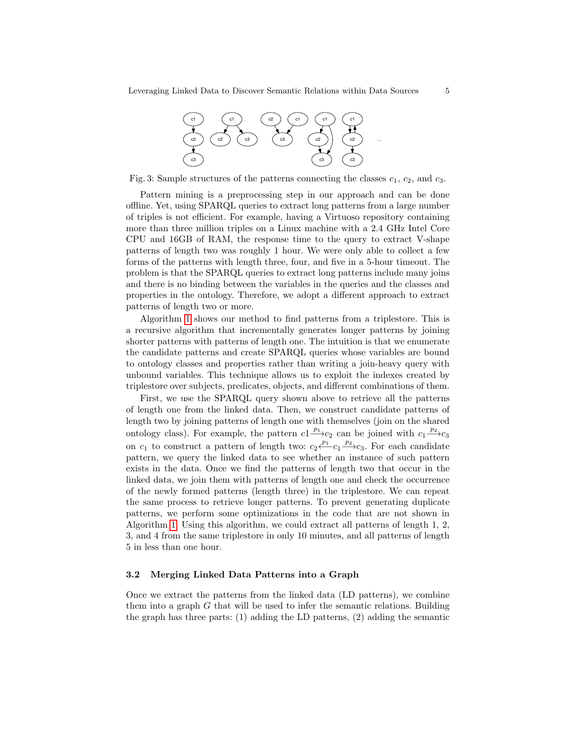c1 c2 c3 c1 c2 c3 c2 c1 c3 c1 c2 c3 c1 c2 c3 ...

Fig. 3: Sample structures of the patterns connecting the classes $c_1$, $c_2$, and $c_3$.

Pattern mining is a preprocessing step in our approach and can be done offline. Yet, using SPARQL queries to extract long patterns from a large number of triples is not efficient. For example, having a Virtuoso repository containing more than three million triples on a Linux machine with a 2.4 GHz Intel Core CPU and 16GB of RAM, the response time to the query to extract V-shape patterns of length two was roughly 1 hour. We were only able to collect a few forms of the patterns with length three, four, and five in a 5-hour timeout. The problem is that the SPARQL queries to extract long patterns include many joins and there is no binding between the variables in the queries and the classes and properties in the ontology. Therefore, we adopt a different approach to extract patterns of length two or more.

Algorithm 1 shows our method to find patterns from a triplestore. This is a recursive algorithm that incrementally generates longer patterns by joining shorter patterns with patterns of length one. The intuition is that we enumerate the candidate patterns and create SPARQL queries whose variables are bound to ontology classes and properties rather than writing a join-heavy query with unbound variables. This technique allows us to exploit the indexes created by triplestore over subjects, predicates, objects, and different combinations of them.

First, we use the SPARQL query shown above to retrieve all the patterns of length one from the linked data. Then, we construct candidate patterns of length two by joining patterns of length one with themselves (join on the shared ontology class). For example, the pattern $c1 \xrightarrow{p_1} c_2$ can be joined with $c_1 \xrightarrow{p_2} c_3$ on $c_1$ to construct a pattern of length two: $c_2 \xleftarrow{p_1} c_1 \xrightarrow{p_2} c_3$. For each candidate pattern, we query the linked data to see whether an instance of such pattern exists in the data. Once we find the patterns of length two that occur in the linked data, we join them with patterns of length one and check the occurrence of the newly formed patterns (length three) in the triplestore. We can repeat the same process to retrieve longer patterns. To prevent generating duplicate patterns, we perform some optimizations in the code that are not shown in Algorithm 1. Using this algorithm, we could extract all patterns of length 1, 2, 3, and 4 from the same triplestore in only 10 minutes, and all patterns of length 5 in less than one hour.

### 3.2 Merging Linked Data Patterns into a Graph

Once we extract the patterns from the linked data (LD patterns), we combine them into a graph $G$ that will be used to infer the semantic relations. Building the graph has three parts: (1) adding the LD patterns, (2) adding the semantic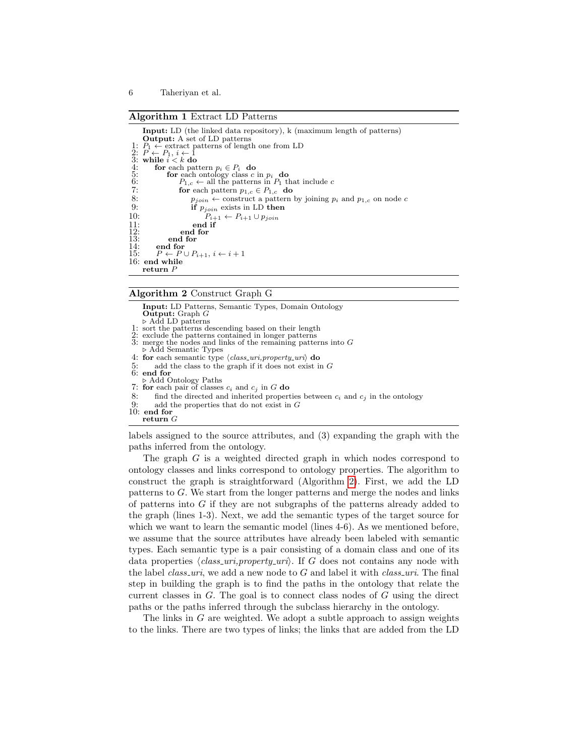**Algorithm 1** Extract LD Patterns

```
    Input: LD (the linked data repository), k (maximum length of patterns)
    Output: A set of LD patterns
 1: P_1 ← extract patterns of length one from LD
 2: P ← P_1, i ← 1
 3: while i < k do
 4:     for each pattern p_i ∈ P_i do
 5:         for each ontology class c in p_i do
 6:             P_{1,c} ← all the patterns in P_1 that include c
 7:             for each pattern p_{1,c} ∈ P_{1,c} do
 8:                 p_join ← construct a pattern by joining p_i and p_{1,c} on node c
 9:                 if p_join exists in LD then
10:                     P_{i+1} ← P_{i+1} ∪ p_join
11:                 end if
12:             end for
13:         end for
14:     end for
15:     P ← P ∪ P_{i+1}, i ← i + 1
16: end while
    return P
```

**Algorithm 2** Construct Graph G

```
    Input: LD Patterns, Semantic Types, Domain Ontology
    Output: Graph G
    ▷ Add LD patterns
 1: sort the patterns descending based on their length
 2: exclude the patterns contained in longer patterns
 3: merge the nodes and links of the remaining patterns into G
    ▷ Add Semantic Types
 4: for each semantic type ⟨class_uri,property_uri⟩ do
 5:     add the class to the graph if it does not exist in G
 6: end for
    ▷ Add Ontology Paths
 7: for each pair of classes c_i and c_j in G do
 8:     find the directed and inherited properties between c_i and c_j in the ontology
 9:     add the properties that do not exist in G
10: end for
    return G
```

labels assigned to the source attributes, and (3) expanding the graph with the paths inferred from the ontology.

The graph $G$ is a weighted directed graph in which nodes correspond to ontology classes and links correspond to ontology properties. The algorithm to construct the graph is straightforward (Algorithm 2). First, we add the LD patterns to $G$. We start from the longer patterns and merge the nodes and links of patterns into $G$ if they are not subgraphs of the patterns already added to the graph (lines 1-3). Next, we add the semantic types of the target source for which we want to learn the semantic model (lines 4-6). As we mentioned before, we assume that the source attributes have already been labeled with semantic types. Each semantic type is a pair consisting of a domain class and one of its data properties ⟨*class_uri,property_uri*⟩. If $G$ does not contains any node with the label *class_uri*, we add a new node to $G$ and label it with *class_uri*. The final step in building the graph is to find the paths in the ontology that relate the current classes in $G$. The goal is to connect class nodes of $G$ using the direct paths or the paths inferred through the subclass hierarchy in the ontology.

The links in $G$ are weighted. We adopt a subtle approach to assign weights to the links. There are two types of links; the links that are added from the LD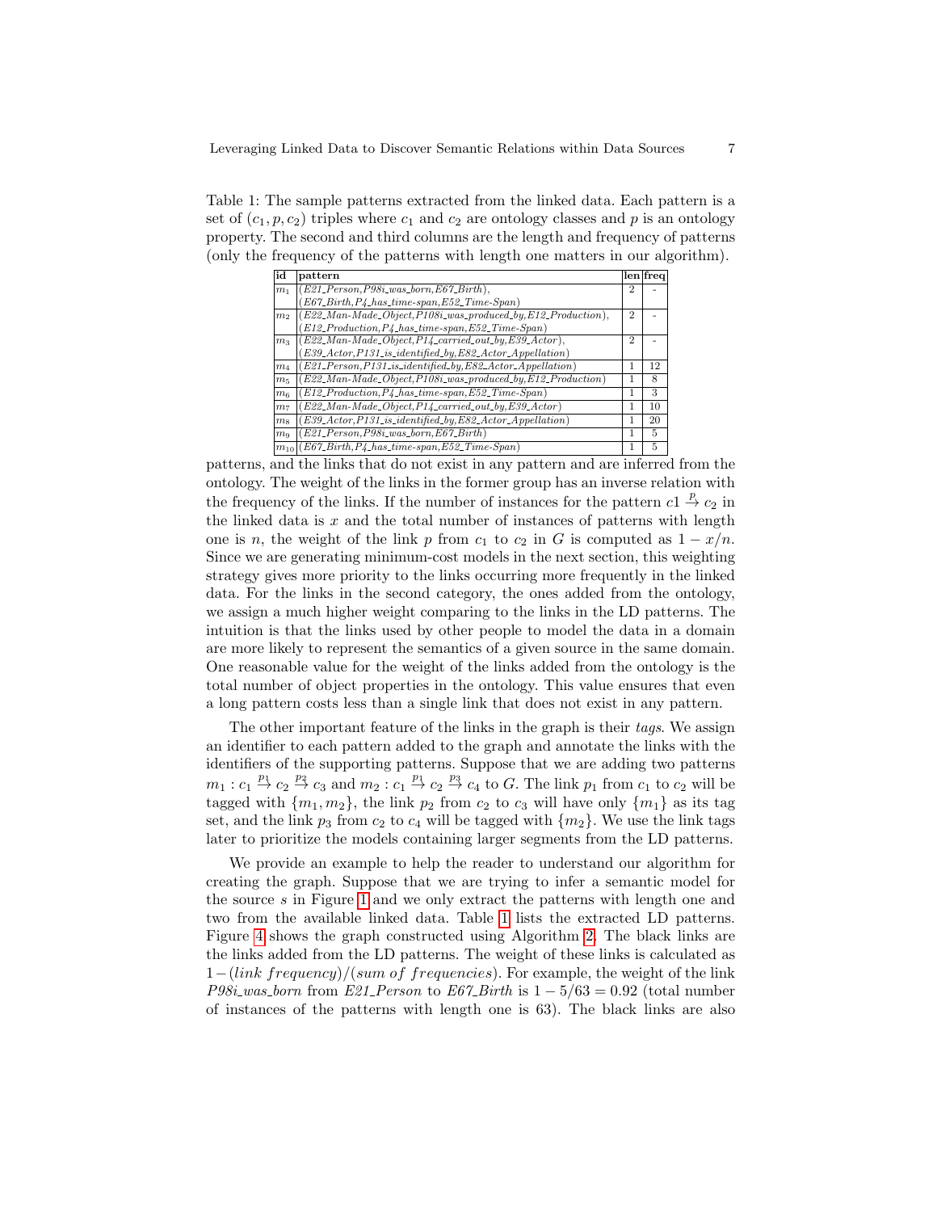Table 1: The sample patterns extracted from the linked data. Each pattern is a set of $(c_1, p, c_2)$ triples where $c_1$ and $c_2$ are ontology classes and $p$ is an ontology property. The second and third columns are the length and frequency of patterns (only the frequency of the patterns with length one matters in our algorithm).

| id | pattern | len | freq |
|---|---|---|---|
| $m_1$ | (*E21_Person,P98i_was_born,E67_Birth*), (*E67_Birth,P4_has_time-span,E52_Time-Span*) | 2 | - |
| $m_2$ | (*E22_Man-Made_Object,P108i_was_produced_by,E12_Production*), (*E12_Production,P4_has_time-span,E52_Time-Span*) | 2 | - |
| $m_3$ | (*E22_Man-Made_Object,P14_carried_out_by,E39_Actor*), (*E39_Actor,P131_is_identified_by,E82_Actor_Appellation*) | 2 | - |
| $m_4$ | (*E21_Person,P131_is_identified_by,E82_Actor_Appellation*) | 1 | 12 |
| $m_5$ | (*E22_Man-Made_Object,P108i_was_produced_by,E12_Production*) | 1 | 8 |
| $m_6$ | (*E12_Production,P4_has_time-span,E52_Time-Span*) | 1 | 3 |
| $m_7$ | (*E22_Man-Made_Object,P14_carried_out_by,E39_Actor*) | 1 | 10 |
| $m_8$ | (*E39_Actor,P131_is_identified_by,E82_Actor_Appellation*) | 1 | 20 |
| $m_9$ | (*E21_Person,P98i_was_born,E67_Birth*) | 1 | 5 |
| $m_{10}$ | (*E67_Birth,P4_has_time-span,E52_Time-Span*) | 1 | 5 |

patterns, and the links that do not exist in any pattern and are inferred from the ontology. The weight of the links in the former group has an inverse relation with the frequency of the links. If the number of instances for the pattern $c1 \xrightarrow{p} c_2$ in the linked data is $x$ and the total number of instances of patterns with length one is $n$, the weight of the link $p$ from $c_1$ to $c_2$ in $G$ is computed as $1 - x/n$. Since we are generating minimum-cost models in the next section, this weighting strategy gives more priority to the links occurring more frequently in the linked data. For the links in the second category, the ones added from the ontology, we assign a much higher weight comparing to the links in the LD patterns. The intuition is that the links used by other people to model the data in a domain are more likely to represent the semantics of a given source in the same domain. One reasonable value for the weight of the links added from the ontology is the total number of object properties in the ontology. This value ensures that even a long pattern costs less than a single link that does not exist in any pattern.

The other important feature of the links in the graph is their *tags*. We assign an identifier to each pattern added to the graph and annotate the links with the identifiers of the supporting patterns. Suppose that we are adding two patterns $m_1 : c_1 \xrightarrow{p_1} c_2 \xrightarrow{p_2} c_3$ and $m_2 : c_1 \xrightarrow{p_1} c_2 \xrightarrow{p_3} c_4$ to $G$. The link $p_1$ from $c_1$ to $c_2$ will be tagged with $\{m_1, m_2\}$, the link $p_2$ from $c_2$ to $c_3$ will have only $\{m_1\}$ as its tag set, and the link $p_3$ from $c_2$ to $c_4$ will be tagged with $\{m_2\}$. We use the link tags later to prioritize the models containing larger segments from the LD patterns.

We provide an example to help the reader to understand our algorithm for creating the graph. Suppose that we are trying to infer a semantic model for the source $s$ in Figure 1 and we only extract the patterns with length one and two from the available linked data. Table 1 lists the extracted LD patterns. Figure 4 shows the graph constructed using Algorithm 2. The black links are the links added from the LD patterns. The weight of these links is calculated as $1-(link\ frequency)/(sum\ of\ frequencies)$. For example, the weight of the link *P98i_was_born* from *E21_Person* to *E67_Birth* is $1 - 5/63 = 0.92$ (total number of instances of the patterns with length one is 63). The black links are also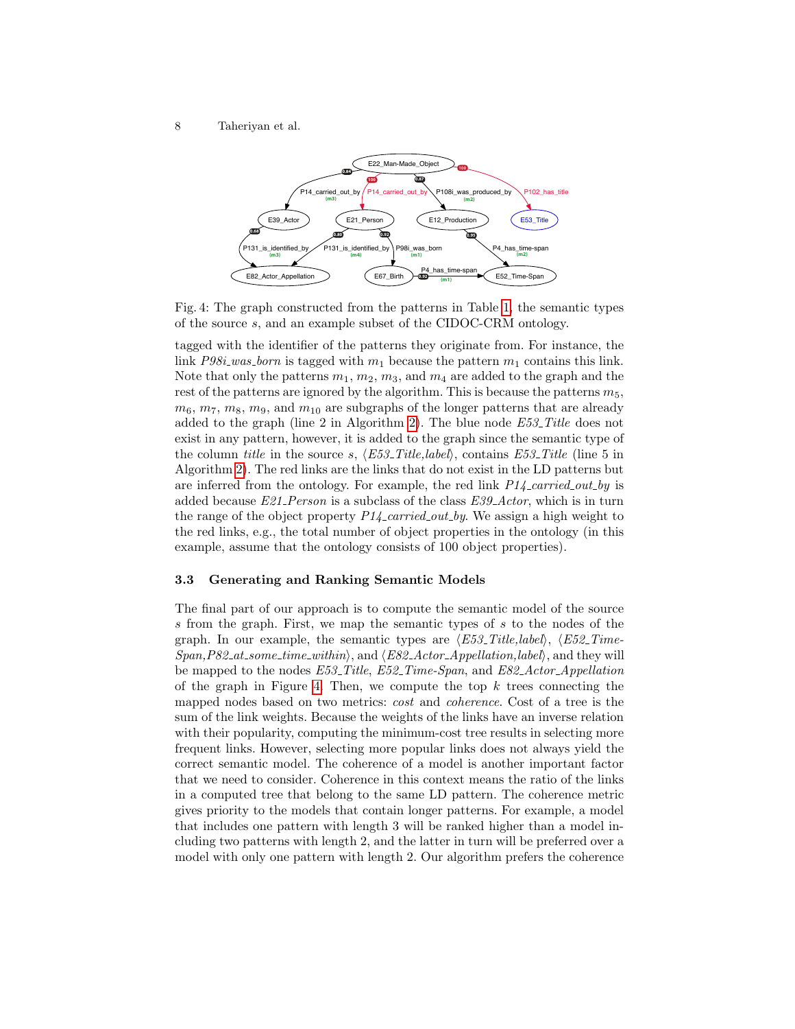Fig. 4: The graph constructed from the patterns in Table 1, the semantic types of the source $s$, and an example subset of the CIDOC-CRM ontology.

tagged with the identifier of the patterns they originate from. For instance, the link *P98i_was_born* is tagged with $m_1$ because the pattern $m_1$ contains this link. Note that only the patterns $m_1$, $m_2$, $m_3$, and $m_4$ are added to the graph and the rest of the patterns are ignored by the algorithm. This is because the patterns $m_5$, $m_6$, $m_7$, $m_8$, $m_9$, and $m_{10}$ are subgraphs of the longer patterns that are already added to the graph (line 2 in Algorithm 2). The blue node *E53_Title* does not exist in any pattern, however, it is added to the graph since the semantic type of the column *title* in the source $s$, ⟨*E53_Title,label*⟩, contains *E53_Title* (line 5 in Algorithm 2). The red links are the links that do not exist in the LD patterns but are inferred from the ontology. For example, the red link *P14_carried_out_by* is added because *E21_Person* is a subclass of the class *E39_Actor*, which is in turn the range of the object property *P14_carried_out_by*. We assign a high weight to the red links, e.g., the total number of object properties in the ontology (in this example, assume that the ontology consists of 100 object properties).

### 3.3 Generating and Ranking Semantic Models

The final part of our approach is to compute the semantic model of the source $s$ from the graph. First, we map the semantic types of $s$ to the nodes of the graph. In our example, the semantic types are ⟨*E53_Title,label*⟩, ⟨*E52_Time-Span,P82_at_some_time_within*⟩, and ⟨*E82_Actor_Appellation,label*⟩, and they will be mapped to the nodes *E53_Title*, *E52_Time-Span*, and *E82_Actor_Appellation* of the graph in Figure 4. Then, we compute the top $k$ trees connecting the mapped nodes based on two metrics: *cost* and *coherence*. Cost of a tree is the sum of the link weights. Because the weights of the links have an inverse relation with their popularity, computing the minimum-cost tree results in selecting more frequent links. However, selecting more popular links does not always yield the correct semantic model. The coherence of a model is another important factor that we need to consider. Coherence in this context means the ratio of the links in a computed tree that belong to the same LD pattern. The coherence metric gives priority to the models that contain longer patterns. For example, a model that includes one pattern with length 3 will be ranked higher than a model including two patterns with length 2, and the latter in turn will be preferred over a model with only one pattern with length 2. Our algorithm prefers the coherence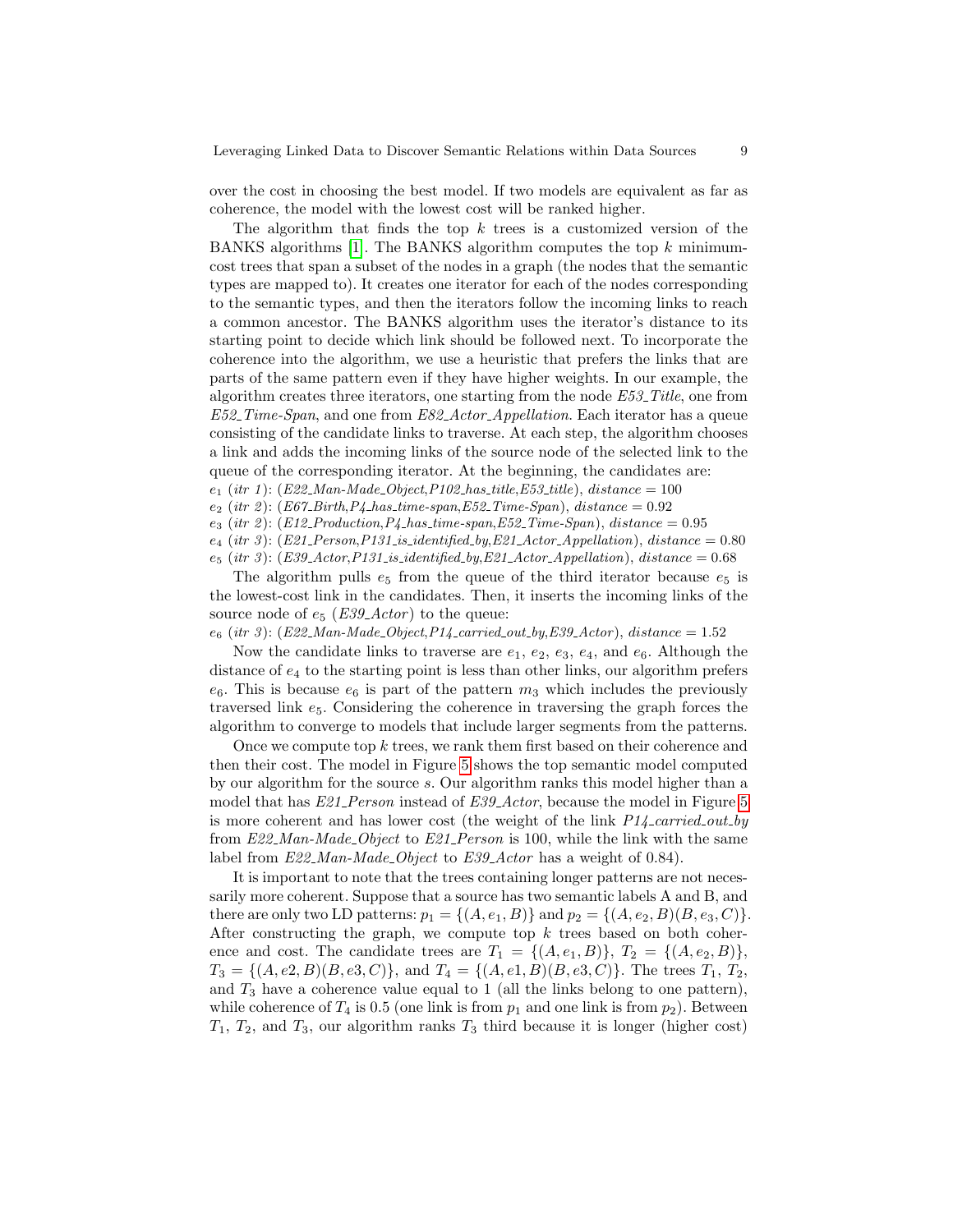over the cost in choosing the best model. If two models are equivalent as far as coherence, the model with the lowest cost will be ranked higher.

The algorithm that finds the top $k$ trees is a customized version of the BANKS algorithms [1]. The BANKS algorithm computes the top $k$ minimum-cost trees that span a subset of the nodes in a graph (the nodes that the semantic types are mapped to). It creates one iterator for each of the nodes corresponding to the semantic types, and then the iterators follow the incoming links to reach a common ancestor. The BANKS algorithm uses the iterator's distance to its starting point to decide which link should be followed next. To incorporate the coherence into the algorithm, we use a heuristic that prefers the links that are parts of the same pattern even if they have higher weights. In our example, the algorithm creates three iterators, one starting from the node *E53_Title*, one from *E52_Time-Span*, and one from *E82_Actor_Appellation*. Each iterator has a queue consisting of the candidate links to traverse. At each step, the algorithm chooses a link and adds the incoming links of the source node of the selected link to the queue of the corresponding iterator. At the beginning, the candidates are:

$e_1$ (*itr 1*): (*E22_Man-Made_Object,P102_has_title,E53_title*), *distance* $= 100$
$e_2$ (*itr 2*): (*E67_Birth,P4_has_time-span,E52_Time-Span*), *distance* $= 0.92$
$e_3$ (*itr 2*): (*E12_Production,P4_has_time-span,E52_Time-Span*), *distance* $= 0.95$
$e_4$ (*itr 3*): (*E21_Person,P131_is_identified_by,E21_Actor_Appellation*), *distance* $= 0.80$
$e_5$ (*itr 3*): (*E39_Actor,P131_is_identified_by,E21_Actor_Appellation*), *distance* $= 0.68$

The algorithm pulls $e_5$ from the queue of the third iterator because $e_5$ is the lowest-cost link in the candidates. Then, it inserts the incoming links of the source node of $e_5$ (*E39_Actor*) to the queue:

$e_6$ (*itr 3*): (*E22_Man-Made_Object,P14_carried_out_by,E39_Actor*), *distance* $= 1.52$

Now the candidate links to traverse are $e_1$, $e_2$, $e_3$, $e_4$, and $e_6$. Although the distance of $e_4$ to the starting point is less than other links, our algorithm prefers $e_6$. This is because $e_6$ is part of the pattern $m_3$ which includes the previously traversed link $e_5$. Considering the coherence in traversing the graph forces the algorithm to converge to models that include larger segments from the patterns.

Once we compute top $k$ trees, we rank them first based on their coherence and then their cost. The model in Figure 5 shows the top semantic model computed by our algorithm for the source $s$. Our algorithm ranks this model higher than a model that has *E21_Person* instead of *E39_Actor*, because the model in Figure 5 is more coherent and has lower cost (the weight of the link *P14_carried_out_by* from *E22_Man-Made_Object* to *E21_Person* is 100, while the link with the same label from *E22_Man-Made_Object* to *E39_Actor* has a weight of 0.84).

It is important to note that the trees containing longer patterns are not necessarily more coherent. Suppose that a source has two semantic labels A and B, and there are only two LD patterns: $p_1 = \{(A, e_1, B)\}$ and $p_2 = \{(A, e_2, B)(B, e_3, C)\}$. After constructing the graph, we compute top $k$ trees based on both coherence and cost. The candidate trees are $T_1 = \{(A, e_1, B)\}$, $T_2 = \{(A, e_2, B)\}$, $T_3 = \{(A, e2, B)(B, e3, C)\}$, and $T_4 = \{(A, e1, B)(B, e3, C)\}$. The trees $T_1$, $T_2$, and $T_3$ have a coherence value equal to 1 (all the links belong to one pattern), while coherence of $T_4$ is 0.5 (one link is from $p_1$ and one link is from $p_2$). Between $T_1$, $T_2$, and $T_3$, our algorithm ranks $T_3$ third because it is longer (higher cost)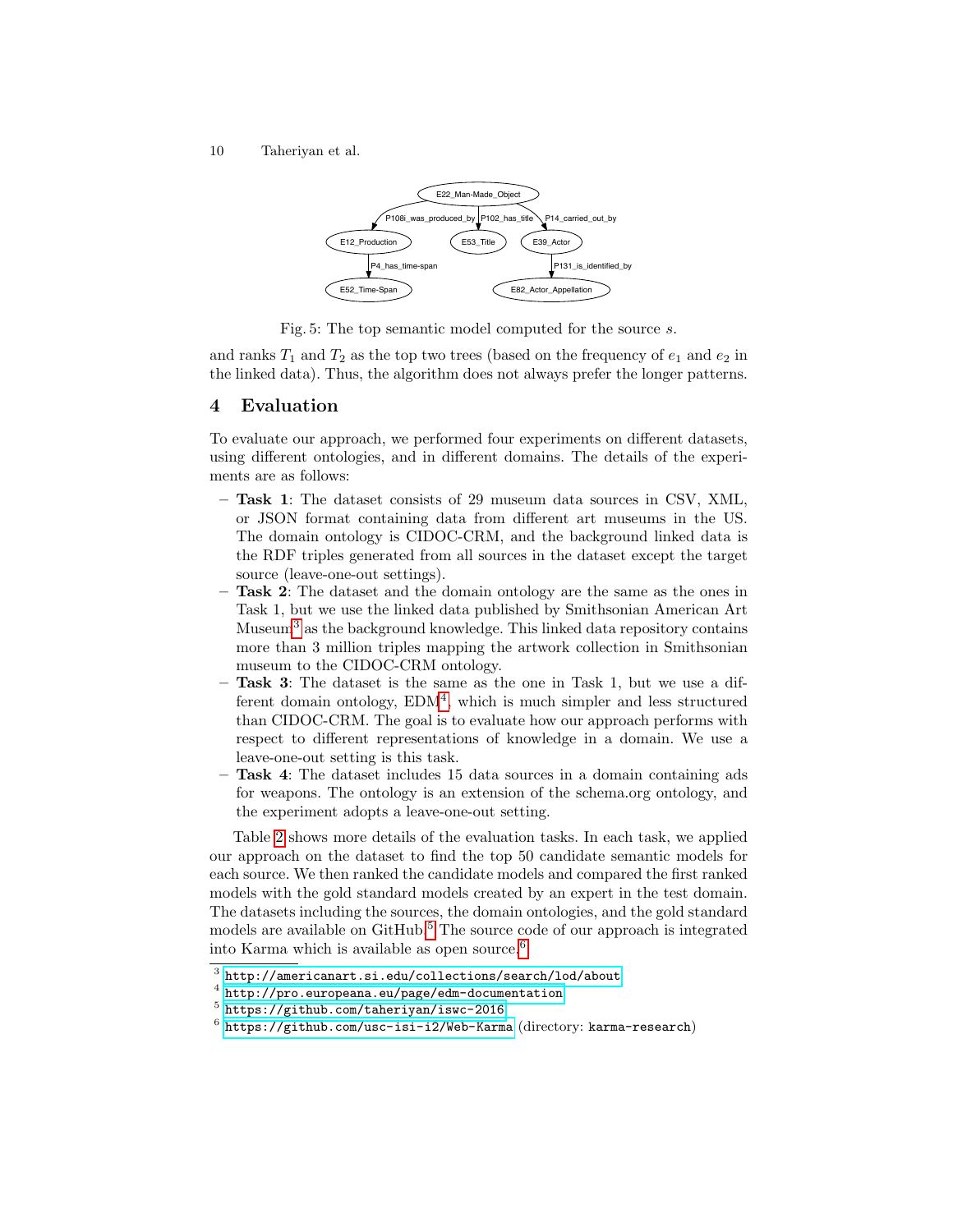Fig. 5: The top semantic model computed for the source $s$.

and ranks $T_1$ and $T_2$ as the top two trees (based on the frequency of $e_1$ and $e_2$ in the linked data). Thus, the algorithm does not always prefer the longer patterns.

## 4 Evaluation

To evaluate our approach, we performed four experiments on different datasets, using different ontologies, and in different domains. The details of the experiments are as follows:

- **Task 1**: The dataset consists of 29 museum data sources in CSV, XML, or JSON format containing data from different art museums in the US. The domain ontology is CIDOC-CRM, and the background linked data is the RDF triples generated from all sources in the dataset except the target source (leave-one-out settings).
- **Task 2**: The dataset and the domain ontology are the same as the ones in Task 1, but we use the linked data published by Smithsonian American Art Museum[3] as the background knowledge. This linked data repository contains more than 3 million triples mapping the artwork collection in Smithsonian museum to the CIDOC-CRM ontology.
- **Task 3**: The dataset is the same as the one in Task 1, but we use a different domain ontology, EDM[4], which is much simpler and less structured than CIDOC-CRM. The goal is to evaluate how our approach performs with respect to different representations of knowledge in a domain. We use a leave-one-out setting is this task.
- **Task 4**: The dataset includes 15 data sources in a domain containing ads for weapons. The ontology is an extension of the schema.org ontology, and the experiment adopts a leave-one-out setting.

Table 2 shows more details of the evaluation tasks. In each task, we applied our approach on the dataset to find the top 50 candidate semantic models for each source. We then ranked the candidate models and compared the first ranked models with the gold standard models created by an expert in the test domain. The datasets including the sources, the domain ontologies, and the gold standard models are available on GitHub.[5] The source code of our approach is integrated into Karma which is available as open source.[6]

---

[3] http://americanart.si.edu/collections/search/lod/about

[4] http://pro.europeana.eu/page/edm-documentation

[5] https://github.com/taheriyan/iswc-2016

[6] https://github.com/usc-isi-i2/Web-Karma (directory: karma-research)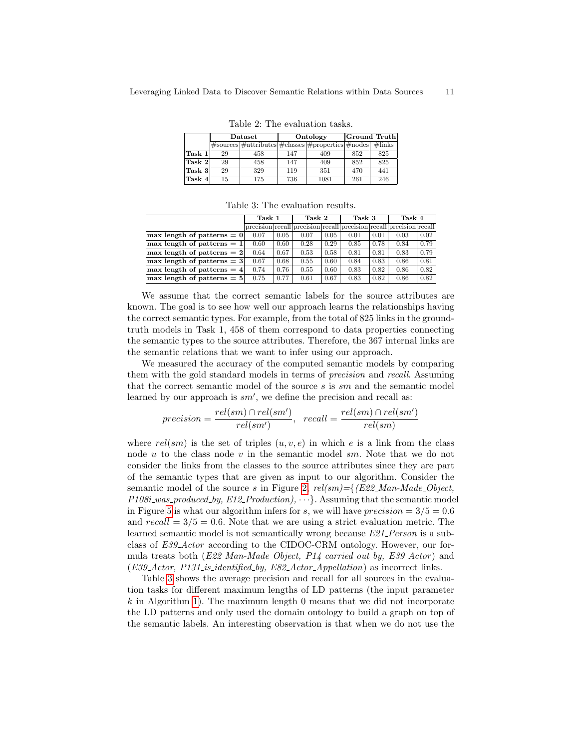Table 2: The evaluation tasks.

| | Dataset | | Ontology | | Ground Truth | |
|---|---|---|---|---|---|---|
| | #sources | #attributes | #classes | #properties | #nodes | #links |
| **Task 1** | 29 | 458 | 147 | 409 | 852 | 825 |
| **Task 2** | 29 | 458 | 147 | 409 | 852 | 825 |
| **Task 3** | 29 | 329 | 119 | 351 | 470 | 441 |
| **Task 4** | 15 | 175 | 736 | 1081 | 261 | 246 |

Table 3: The evaluation results.

| | Task 1 | | Task 2 | | Task 3 | | Task 4 | |
|---|---|---|---|---|---|---|---|---|
| | precision | recall | precision | recall | precision | recall | precision | recall |
| **max length of patterns = 0** | 0.07 | 0.05 | 0.07 | 0.05 | 0.01 | 0.01 | 0.03 | 0.02 |
| **max length of patterns = 1** | 0.60 | 0.60 | 0.28 | 0.29 | 0.85 | 0.78 | 0.84 | 0.79 |
| **max length of patterns = 2** | 0.64 | 0.67 | 0.53 | 0.58 | 0.81 | 0.81 | 0.83 | 0.79 |
| **max length of patterns = 3** | 0.67 | 0.68 | 0.55 | 0.60 | 0.84 | 0.83 | 0.86 | 0.81 |
| **max length of patterns = 4** | 0.74 | 0.76 | 0.55 | 0.60 | 0.83 | 0.82 | 0.86 | 0.82 |
| **max length of patterns = 5** | 0.75 | 0.77 | 0.61 | 0.67 | 0.83 | 0.82 | 0.86 | 0.82 |

We assume that the correct semantic labels for the source attributes are known. The goal is to see how well our approach learns the relationships having the correct semantic types. For example, from the total of 825 links in the ground-truth models in Task 1, 458 of them correspond to data properties connecting the semantic types to the source attributes. Therefore, the 367 internal links are the semantic relations that we want to infer using our approach.

We measured the accuracy of the computed semantic models by comparing them with the gold standard models in terms of *precision* and *recall*. Assuming that the correct semantic model of the source $s$ is $sm$ and the semantic model learned by our approach is $sm'$, we define the precision and recall as:

$$precision = \frac{rel(sm) \cap rel(sm')}{rel(sm')}, \quad recall = \frac{rel(sm) \cap rel(sm')}{rel(sm)}$$

where $rel(sm)$ is the set of triples $(u, v, e)$ in which $e$ is a link from the class node $u$ to the class node $v$ in the semantic model $sm$. Note that we do not consider the links from the classes to the source attributes since they are part of the semantic types that are given as input to our algorithm. Consider the semantic model of the source $s$ in Figure 2, *rel(sm)*={*(E22_Man-Made_Object, P108i_was_produced_by, E12_Production)*, $\cdots$}. Assuming that the semantic model in Figure 5 is what our algorithm infers for $s$, we will have $precision = 3/5 = 0.6$ and $recall = 3/5 = 0.6$. Note that we are using a strict evaluation metric. The learned semantic model is not semantically wrong because *E21_Person* is a subclass of *E39_Actor* according to the CIDOC-CRM ontology. However, our formula treats both (*E22_Man-Made_Object, P14_carried_out_by, E39_Actor*) and (*E39_Actor, P131_is_identified_by, E82_Actor_Appellation*) as incorrect links.

Table 3 shows the average precision and recall for all sources in the evaluation tasks for different maximum lengths of LD patterns (the input parameter $k$ in Algorithm 1). The maximum length 0 means that we did not incorporate the LD patterns and only used the domain ontology to build a graph on top of the semantic labels. An interesting observation is that when we do not use the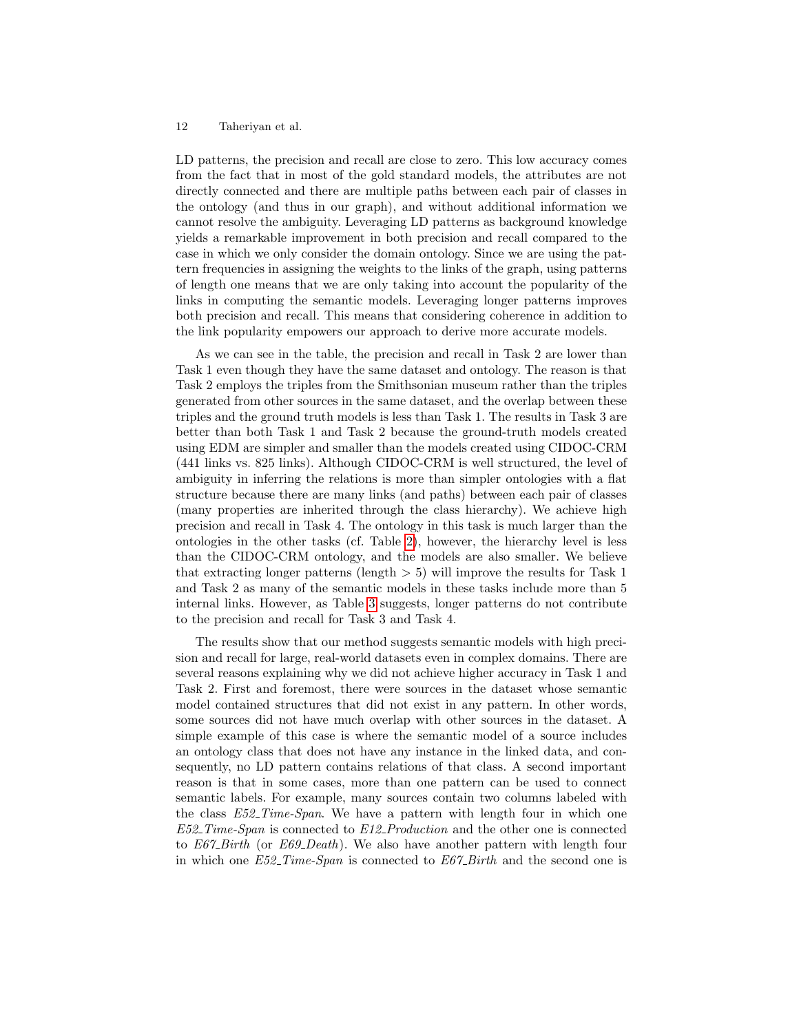LD patterns, the precision and recall are close to zero. This low accuracy comes from the fact that in most of the gold standard models, the attributes are not directly connected and there are multiple paths between each pair of classes in the ontology (and thus in our graph), and without additional information we cannot resolve the ambiguity. Leveraging LD patterns as background knowledge yields a remarkable improvement in both precision and recall compared to the case in which we only consider the domain ontology. Since we are using the pattern frequencies in assigning the weights to the links of the graph, using patterns of length one means that we are only taking into account the popularity of the links in computing the semantic models. Leveraging longer patterns improves both precision and recall. This means that considering coherence in addition to the link popularity empowers our approach to derive more accurate models.

As we can see in the table, the precision and recall in Task 2 are lower than Task 1 even though they have the same dataset and ontology. The reason is that Task 2 employs the triples from the Smithsonian museum rather than the triples generated from other sources in the same dataset, and the overlap between these triples and the ground truth models is less than Task 1. The results in Task 3 are better than both Task 1 and Task 2 because the ground-truth models created using EDM are simpler and smaller than the models created using CIDOC-CRM (441 links vs. 825 links). Although CIDOC-CRM is well structured, the level of ambiguity in inferring the relations is more than simpler ontologies with a flat structure because there are many links (and paths) between each pair of classes (many properties are inherited through the class hierarchy). We achieve high precision and recall in Task 4. The ontology in this task is much larger than the ontologies in the other tasks (cf. Table 2), however, the hierarchy level is less than the CIDOC-CRM ontology, and the models are also smaller. We believe that extracting longer patterns (length $> 5$) will improve the results for Task 1 and Task 2 as many of the semantic models in these tasks include more than 5 internal links. However, as Table 3 suggests, longer patterns do not contribute to the precision and recall for Task 3 and Task 4.

The results show that our method suggests semantic models with high precision and recall for large, real-world datasets even in complex domains. There are several reasons explaining why we did not achieve higher accuracy in Task 1 and Task 2. First and foremost, there were sources in the dataset whose semantic model contained structures that did not exist in any pattern. In other words, some sources did not have much overlap with other sources in the dataset. A simple example of this case is where the semantic model of a source includes an ontology class that does not have any instance in the linked data, and consequently, no LD pattern contains relations of that class. A second important reason is that in some cases, more than one pattern can be used to connect semantic labels. For example, many sources contain two columns labeled with the class *E52_Time-Span*. We have a pattern with length four in which one *E52_Time-Span* is connected to *E12_Production* and the other one is connected to *E67_Birth* (or *E69_Death*). We also have another pattern with length four in which one *E52_Time-Span* is connected to *E67_Birth* and the second one is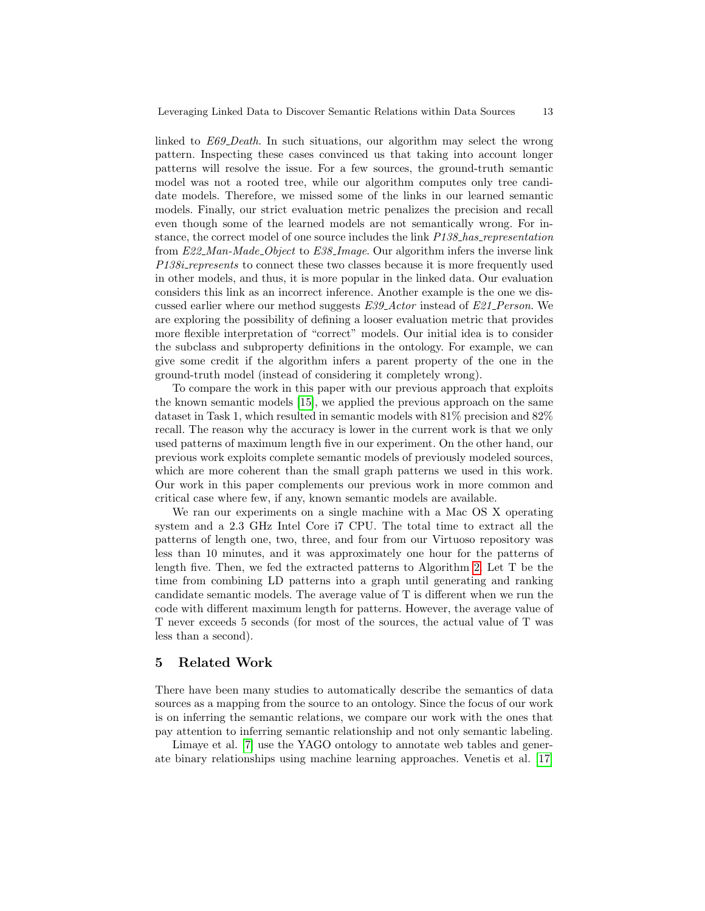linked to *E69_Death*. In such situations, our algorithm may select the wrong pattern. Inspecting these cases convinced us that taking into account longer patterns will resolve the issue. For a few sources, the ground-truth semantic model was not a rooted tree, while our algorithm computes only tree candidate models. Therefore, we missed some of the links in our learned semantic models. Finally, our strict evaluation metric penalizes the precision and recall even though some of the learned models are not semantically wrong. For instance, the correct model of one source includes the link *P138_has_representation* from *E22_Man-Made_Object* to *E38_Image*. Our algorithm infers the inverse link *P138i_represents* to connect these two classes because it is more frequently used in other models, and thus, it is more popular in the linked data. Our evaluation considers this link as an incorrect inference. Another example is the one we discussed earlier where our method suggests *E39_Actor* instead of *E21_Person*. We are exploring the possibility of defining a looser evaluation metric that provides more flexible interpretation of "correct" models. Our initial idea is to consider the subclass and subproperty definitions in the ontology. For example, we can give some credit if the algorithm infers a parent property of the one in the ground-truth model (instead of considering it completely wrong).

To compare the work in this paper with our previous approach that exploits the known semantic models [15], we applied the previous approach on the same dataset in Task 1, which resulted in semantic models with 81% precision and 82% recall. The reason why the accuracy is lower in the current work is that we only used patterns of maximum length five in our experiment. On the other hand, our previous work exploits complete semantic models of previously modeled sources, which are more coherent than the small graph patterns we used in this work. Our work in this paper complements our previous work in more common and critical case where few, if any, known semantic models are available.

We ran our experiments on a single machine with a Mac OS X operating system and a 2.3 GHz Intel Core i7 CPU. The total time to extract all the patterns of length one, two, three, and four from our Virtuoso repository was less than 10 minutes, and it was approximately one hour for the patterns of length five. Then, we fed the extracted patterns to Algorithm 2. Let T be the time from combining LD patterns into a graph until generating and ranking candidate semantic models. The average value of T is different when we run the code with different maximum length for patterns. However, the average value of T never exceeds 5 seconds (for most of the sources, the actual value of T was less than a second).

## 5 Related Work

There have been many studies to automatically describe the semantics of data sources as a mapping from the source to an ontology. Since the focus of our work is on inferring the semantic relations, we compare our work with the ones that pay attention to inferring semantic relationship and not only semantic labeling.

Limaye et al. [7] use the YAGO ontology to annotate web tables and generate binary relationships using machine learning approaches. Venetis et al. [17]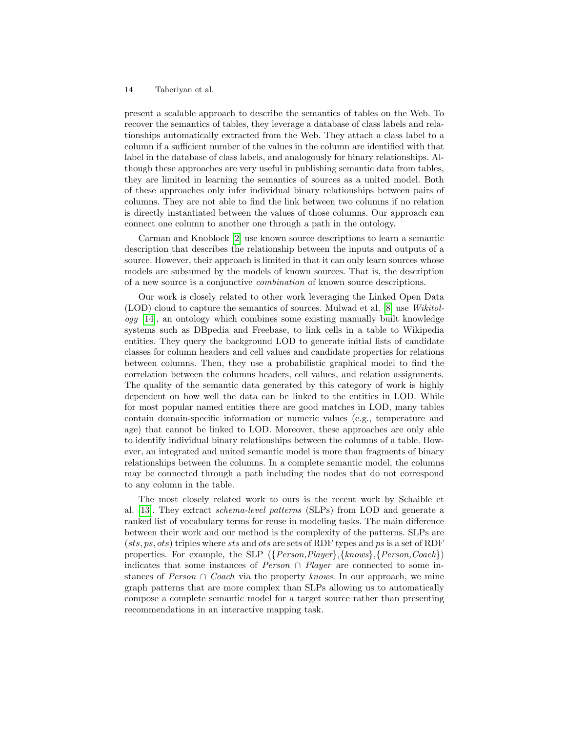present a scalable approach to describe the semantics of tables on the Web. To recover the semantics of tables, they leverage a database of class labels and relationships automatically extracted from the Web. They attach a class label to a column if a sufficient number of the values in the column are identified with that label in the database of class labels, and analogously for binary relationships. Although these approaches are very useful in publishing semantic data from tables, they are limited in learning the semantics of sources as a united model. Both of these approaches only infer individual binary relationships between pairs of columns. They are not able to find the link between two columns if no relation is directly instantiated between the values of those columns. Our approach can connect one column to another one through a path in the ontology.

Carman and Knoblock [2] use known source descriptions to learn a semantic description that describes the relationship between the inputs and outputs of a source. However, their approach is limited in that it can only learn sources whose models are subsumed by the models of known sources. That is, the description of a new source is a conjunctive *combination* of known source descriptions.

Our work is closely related to other work leveraging the Linked Open Data (LOD) cloud to capture the semantics of sources. Mulwad et al. [8] use *Wikitology* [14], an ontology which combines some existing manually built knowledge systems such as DBpedia and Freebase, to link cells in a table to Wikipedia entities. They query the background LOD to generate initial lists of candidate classes for column headers and cell values and candidate properties for relations between columns. Then, they use a probabilistic graphical model to find the correlation between the columns headers, cell values, and relation assignments. The quality of the semantic data generated by this category of work is highly dependent on how well the data can be linked to the entities in LOD. While for most popular named entities there are good matches in LOD, many tables contain domain-specific information or numeric values (e.g., temperature and age) that cannot be linked to LOD. Moreover, these approaches are only able to identify individual binary relationships between the columns of a table. However, an integrated and united semantic model is more than fragments of binary relationships between the columns. In a complete semantic model, the columns may be connected through a path including the nodes that do not correspond to any column in the table.

The most closely related work to ours is the recent work by Schaible et al. [13]. They extract *schema-level patterns* (SLPs) from LOD and generate a ranked list of vocabulary terms for reuse in modeling tasks. The main difference between their work and our method is the complexity of the patterns. SLPs are $(sts, ps, ots)$ triples where $sts$ and $ots$ are sets of RDF types and $ps$ is a set of RDF properties. For example, the SLP $(\{Person, Player\}, \{knows\}, \{Person, Coach\})$ indicates that some instances of $Person \cap Player$ are connected to some instances of $Person \cap Coach$ via the property *knows*. In our approach, we mine graph patterns that are more complex than SLPs allowing us to automatically compose a complete semantic model for a target source rather than presenting recommendations in an interactive mapping task.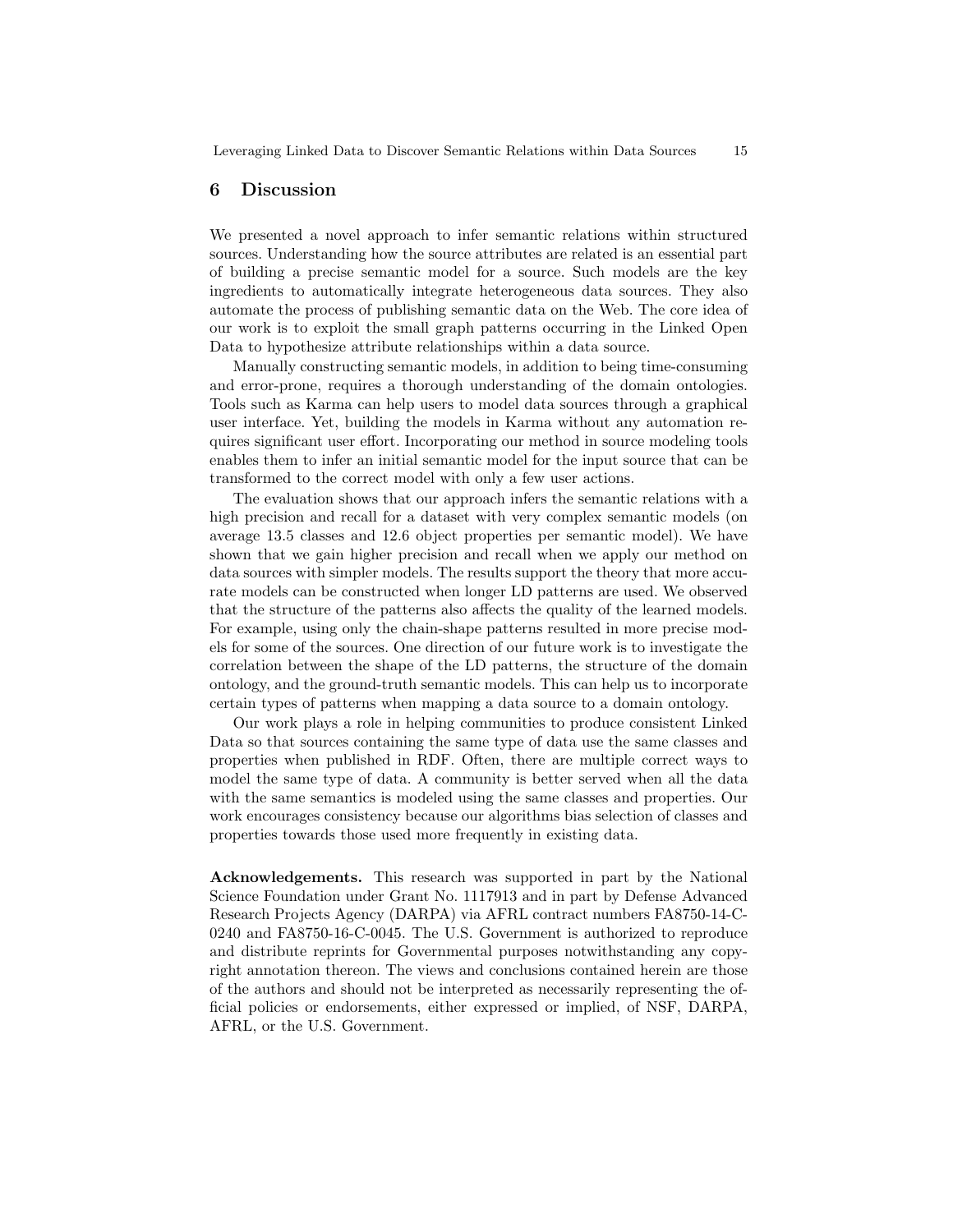## 6 Discussion

We presented a novel approach to infer semantic relations within structured sources. Understanding how the source attributes are related is an essential part of building a precise semantic model for a source. Such models are the key ingredients to automatically integrate heterogeneous data sources. They also automate the process of publishing semantic data on the Web. The core idea of our work is to exploit the small graph patterns occurring in the Linked Open Data to hypothesize attribute relationships within a data source.

Manually constructing semantic models, in addition to being time-consuming and error-prone, requires a thorough understanding of the domain ontologies. Tools such as Karma can help users to model data sources through a graphical user interface. Yet, building the models in Karma without any automation requires significant user effort. Incorporating our method in source modeling tools enables them to infer an initial semantic model for the input source that can be transformed to the correct model with only a few user actions.

The evaluation shows that our approach infers the semantic relations with a high precision and recall for a dataset with very complex semantic models (on average 13.5 classes and 12.6 object properties per semantic model). We have shown that we gain higher precision and recall when we apply our method on data sources with simpler models. The results support the theory that more accurate models can be constructed when longer LD patterns are used. We observed that the structure of the patterns also affects the quality of the learned models. For example, using only the chain-shape patterns resulted in more precise models for some of the sources. One direction of our future work is to investigate the correlation between the shape of the LD patterns, the structure of the domain ontology, and the ground-truth semantic models. This can help us to incorporate certain types of patterns when mapping a data source to a domain ontology.

Our work plays a role in helping communities to produce consistent Linked Data so that sources containing the same type of data use the same classes and properties when published in RDF. Often, there are multiple correct ways to model the same type of data. A community is better served when all the data with the same semantics is modeled using the same classes and properties. Our work encourages consistency because our algorithms bias selection of classes and properties towards those used more frequently in existing data.

**Acknowledgements.** This research was supported in part by the National Science Foundation under Grant No. 1117913 and in part by Defense Advanced Research Projects Agency (DARPA) via AFRL contract numbers FA8750-14-C-0240 and FA8750-16-C-0045. The U.S. Government is authorized to reproduce and distribute reprints for Governmental purposes notwithstanding any copyright annotation thereon. The views and conclusions contained herein are those of the authors and should not be interpreted as necessarily representing the official policies or endorsements, either expressed or implied, of NSF, DARPA, AFRL, or the U.S. Government.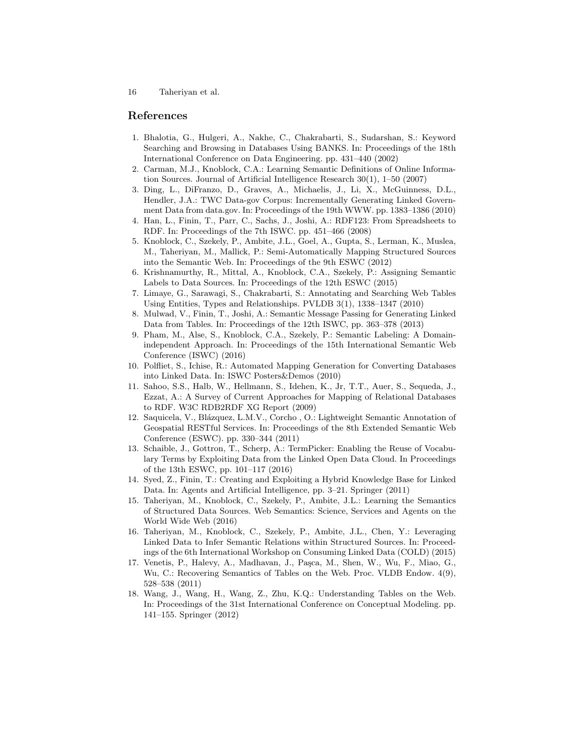## References

1. Bhalotia, G., Hulgeri, A., Nakhe, C., Chakrabarti, S., Sudarshan, S.: Keyword Searching and Browsing in Databases Using BANKS. In: Proceedings of the 18th International Conference on Data Engineering. pp. 431–440 (2002)
2. Carman, M.J., Knoblock, C.A.: Learning Semantic Definitions of Online Information Sources. Journal of Artificial Intelligence Research 30(1), 1–50 (2007)
3. Ding, L., DiFranzo, D., Graves, A., Michaelis, J., Li, X., McGuinness, D.L., Hendler, J.A.: TWC Data-gov Corpus: Incrementally Generating Linked Government Data from data.gov. In: Proceedings of the 19th WWW. pp. 1383–1386 (2010)
4. Han, L., Finin, T., Parr, C., Sachs, J., Joshi, A.: RDF123: From Spreadsheets to RDF. In: Proceedings of the 7th ISWC. pp. 451–466 (2008)
5. Knoblock, C., Szekely, P., Ambite, J.L., Goel, A., Gupta, S., Lerman, K., Muslea, M., Taheriyan, M., Mallick, P.: Semi-Automatically Mapping Structured Sources into the Semantic Web. In: Proceedings of the 9th ESWC (2012)
6. Krishnamurthy, R., Mittal, A., Knoblock, C.A., Szekely, P.: Assigning Semantic Labels to Data Sources. In: Proceedings of the 12th ESWC (2015)
7. Limaye, G., Sarawagi, S., Chakrabarti, S.: Annotating and Searching Web Tables Using Entities, Types and Relationships. PVLDB 3(1), 1338–1347 (2010)
8. Mulwad, V., Finin, T., Joshi, A.: Semantic Message Passing for Generating Linked Data from Tables. In: Proceedings of the 12th ISWC, pp. 363–378 (2013)
9. Pham, M., Alse, S., Knoblock, C.A., Szekely, P.: Semantic Labeling: A Domain-independent Approach. In: Proceedings of the 15th International Semantic Web Conference (ISWC) (2016)
10. Polfliet, S., Ichise, R.: Automated Mapping Generation for Converting Databases into Linked Data. In: ISWC Posters&Demos (2010)
11. Sahoo, S.S., Halb, W., Hellmann, S., Idehen, K., Jr, T.T., Auer, S., Sequeda, J., Ezzat, A.: A Survey of Current Approaches for Mapping of Relational Databases to RDF. W3C RDB2RDF XG Report (2009)
12. Saquicela, V., Blázquez, L.M.V., Corcho , O.: Lightweight Semantic Annotation of Geospatial RESTful Services. In: Proceedings of the 8th Extended Semantic Web Conference (ESWC). pp. 330–344 (2011)
13. Schaible, J., Gottron, T., Scherp, A.: TermPicker: Enabling the Reuse of Vocabulary Terms by Exploiting Data from the Linked Open Data Cloud. In Proceedings of the 13th ESWC, pp. 101–117 (2016)
14. Syed, Z., Finin, T.: Creating and Exploiting a Hybrid Knowledge Base for Linked Data. In: Agents and Artificial Intelligence, pp. 3–21. Springer (2011)
15. Taheriyan, M., Knoblock, C., Szekely, P., Ambite, J.L.: Learning the Semantics of Structured Data Sources. Web Semantics: Science, Services and Agents on the World Wide Web (2016)
16. Taheriyan, M., Knoblock, C., Szekely, P., Ambite, J.L., Chen, Y.: Leveraging Linked Data to Infer Semantic Relations within Structured Sources. In: Proceedings of the 6th International Workshop on Consuming Linked Data (COLD) (2015)
17. Venetis, P., Halevy, A., Madhavan, J., Paşca, M., Shen, W., Wu, F., Miao, G., Wu, C.: Recovering Semantics of Tables on the Web. Proc. VLDB Endow. 4(9), 528–538 (2011)
18. Wang, J., Wang, H., Wang, Z., Zhu, K.Q.: Understanding Tables on the Web. In: Proceedings of the 31st International Conference on Conceptual Modeling. pp. 141–155. Springer (2012)